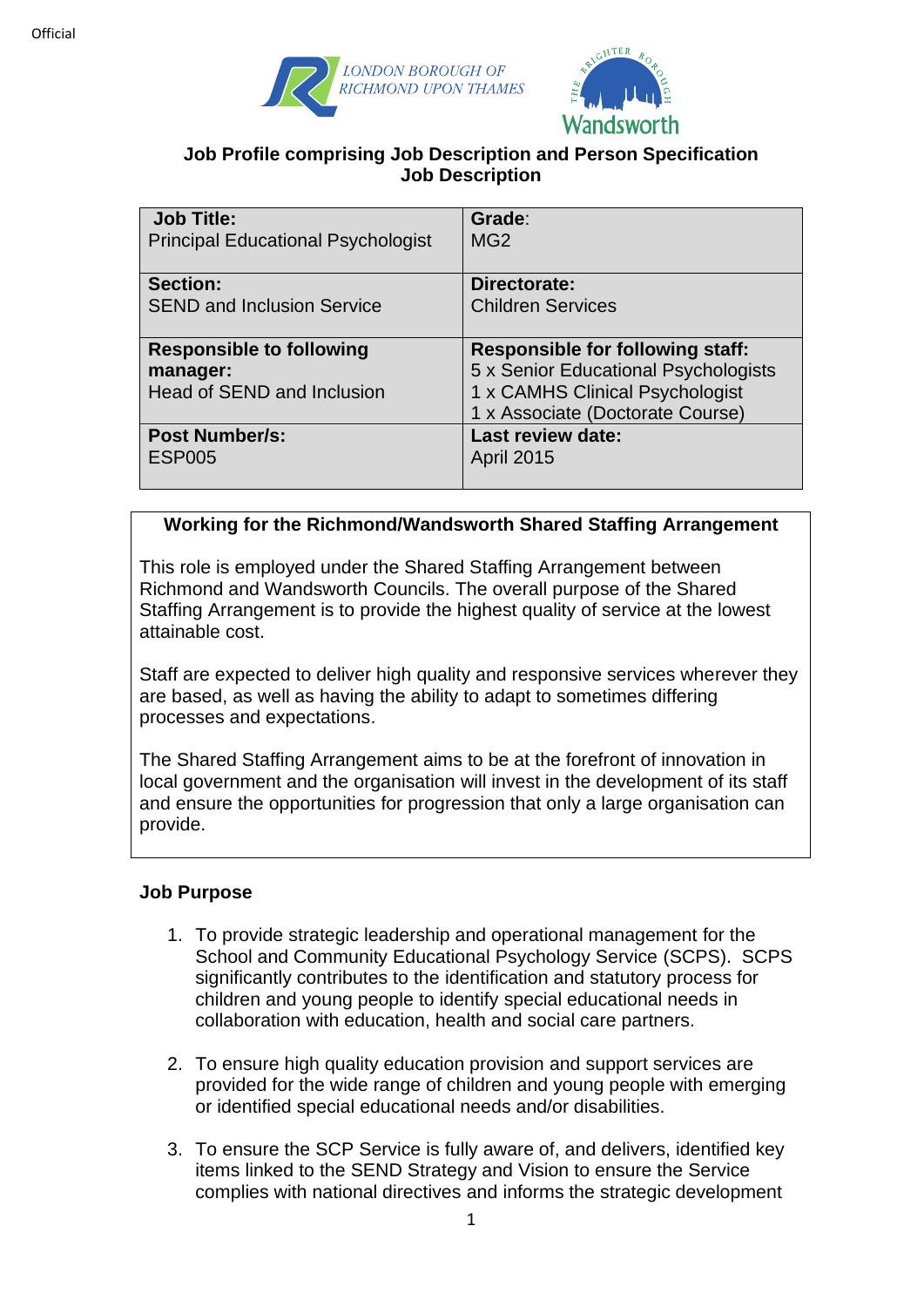**Job Profile comprising Job Description and Person Specification**
**Job Description**

| **Job Title:**<br>Principal Educational Psychologist | **Grade**:<br>MG2 |
|---|---|
| **Section:**<br>SEND and Inclusion Service | **Directorate:**<br>Children Services |
| **Responsible to following manager:**<br>Head of SEND and Inclusion | **Responsible for following staff:**<br>5 x Senior Educational Psychologists<br>1 x CAMHS Clinical Psychologist<br>1 x Associate (Doctorate Course) |
| **Post Number/s:**<br>ESP005 | **Last review date:**<br>April 2015 |

**Working for the Richmond/Wandsworth Shared Staffing Arrangement**

This role is employed under the Shared Staffing Arrangement between Richmond and Wandsworth Councils. The overall purpose of the Shared Staffing Arrangement is to provide the highest quality of service at the lowest attainable cost.

Staff are expected to deliver high quality and responsive services wherever they are based, as well as having the ability to adapt to sometimes differing processes and expectations.

The Shared Staffing Arrangement aims to be at the forefront of innovation in local government and the organisation will invest in the development of its staff and ensure the opportunities for progression that only a large organisation can provide.

**Job Purpose**

1. To provide strategic leadership and operational management for the School and Community Educational Psychology Service (SCPS). SCPS significantly contributes to the identification and statutory process for children and young people to identify special educational needs in collaboration with education, health and social care partners.

2. To ensure high quality education provision and support services are provided for the wide range of children and young people with emerging or identified special educational needs and/or disabilities.

3. To ensure the SCP Service is fully aware of, and delivers, identified key items linked to the SEND Strategy and Vision to ensure the Service complies with national directives and informs the strategic development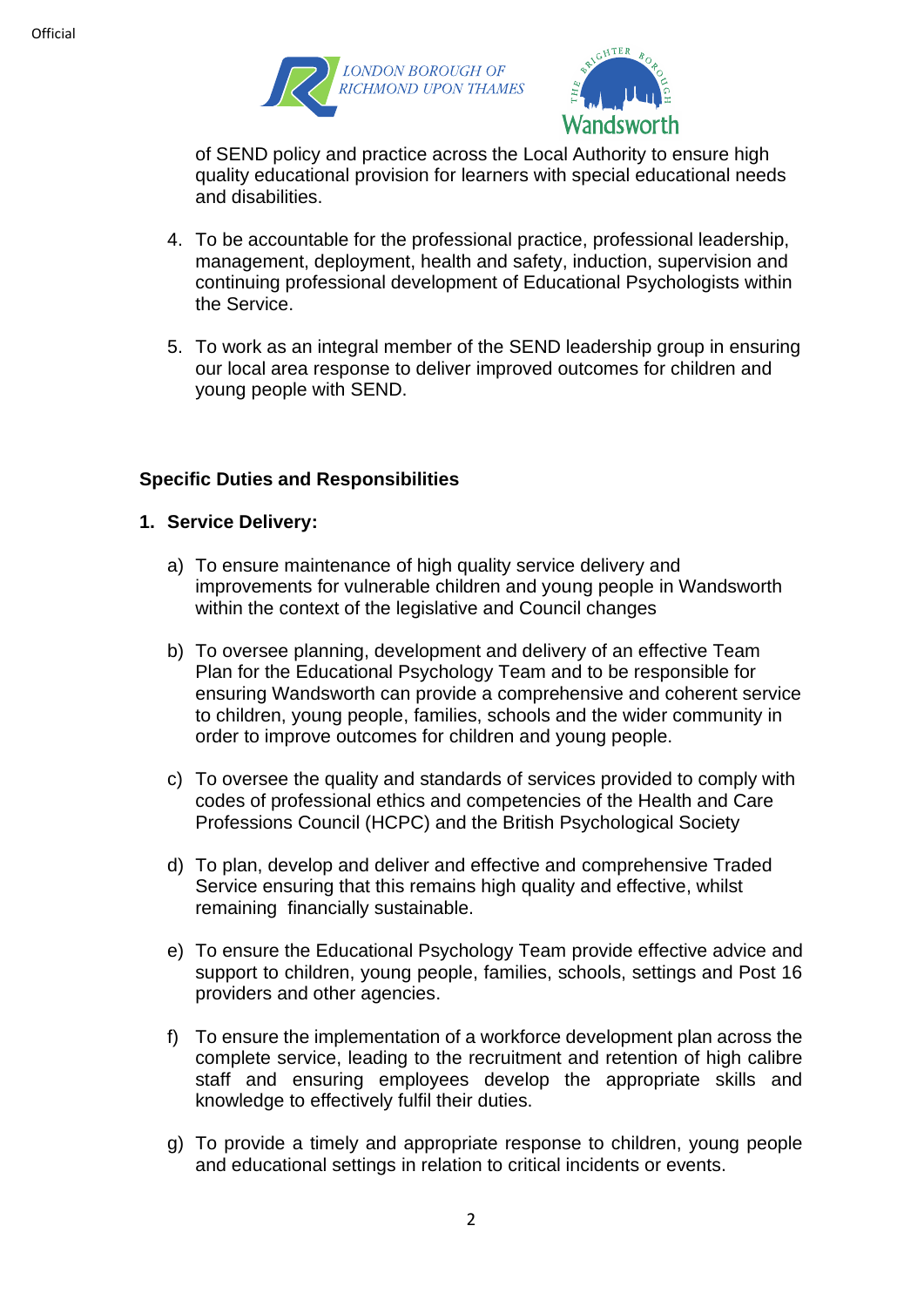of SEND policy and practice across the Local Authority to ensure high quality educational provision for learners with special educational needs and disabilities.

4. To be accountable for the professional practice, professional leadership, management, deployment, health and safety, induction, supervision and continuing professional development of Educational Psychologists within the Service.

5. To work as an integral member of the SEND leadership group in ensuring our local area response to deliver improved outcomes for children and young people with SEND.

## Specific Duties and Responsibilities

### 1. Service Delivery:

a) To ensure maintenance of high quality service delivery and improvements for vulnerable children and young people in Wandsworth within the context of the legislative and Council changes

b) To oversee planning, development and delivery of an effective Team Plan for the Educational Psychology Team and to be responsible for ensuring Wandsworth can provide a comprehensive and coherent service to children, young people, families, schools and the wider community in order to improve outcomes for children and young people.

c) To oversee the quality and standards of services provided to comply with codes of professional ethics and competencies of the Health and Care Professions Council (HCPC) and the British Psychological Society

d) To plan, develop and deliver and effective and comprehensive Traded Service ensuring that this remains high quality and effective, whilst remaining financially sustainable.

e) To ensure the Educational Psychology Team provide effective advice and support to children, young people, families, schools, settings and Post 16 providers and other agencies.

f) To ensure the implementation of a workforce development plan across the complete service, leading to the recruitment and retention of high calibre staff and ensuring employees develop the appropriate skills and knowledge to effectively fulfil their duties.

g) To provide a timely and appropriate response to children, young people and educational settings in relation to critical incidents or events.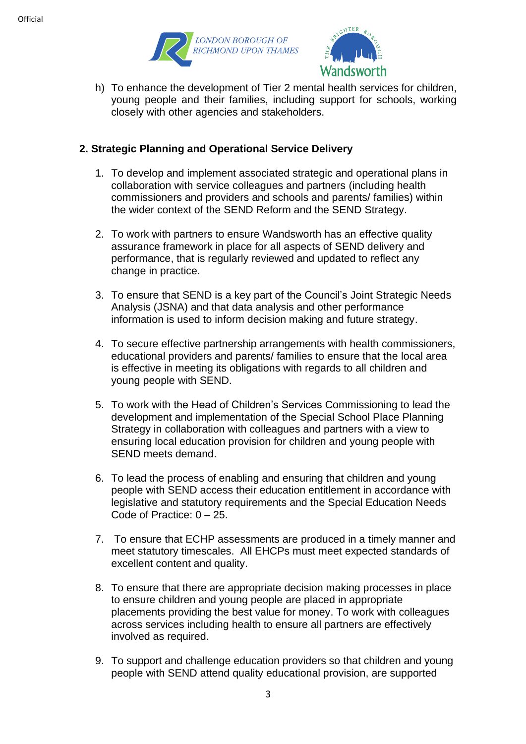h) To enhance the development of Tier 2 mental health services for children, young people and their families, including support for schools, working closely with other agencies and stakeholders.

## 2. Strategic Planning and Operational Service Delivery

1. To develop and implement associated strategic and operational plans in collaboration with service colleagues and partners (including health commissioners and providers and schools and parents/ families) within the wider context of the SEND Reform and the SEND Strategy.

2. To work with partners to ensure Wandsworth has an effective quality assurance framework in place for all aspects of SEND delivery and performance, that is regularly reviewed and updated to reflect any change in practice.

3. To ensure that SEND is a key part of the Council's Joint Strategic Needs Analysis (JSNA) and that data analysis and other performance information is used to inform decision making and future strategy.

4. To secure effective partnership arrangements with health commissioners, educational providers and parents/ families to ensure that the local area is effective in meeting its obligations with regards to all children and young people with SEND.

5. To work with the Head of Children's Services Commissioning to lead the development and implementation of the Special School Place Planning Strategy in collaboration with colleagues and partners with a view to ensuring local education provision for children and young people with SEND meets demand.

6. To lead the process of enabling and ensuring that children and young people with SEND access their education entitlement in accordance with legislative and statutory requirements and the Special Education Needs Code of Practice: 0 – 25.

7. To ensure that ECHP assessments are produced in a timely manner and meet statutory timescales. All EHCPs must meet expected standards of excellent content and quality.

8. To ensure that there are appropriate decision making processes in place to ensure children and young people are placed in appropriate placements providing the best value for money. To work with colleagues across services including health to ensure all partners are effectively involved as required.

9. To support and challenge education providers so that children and young people with SEND attend quality educational provision, are supported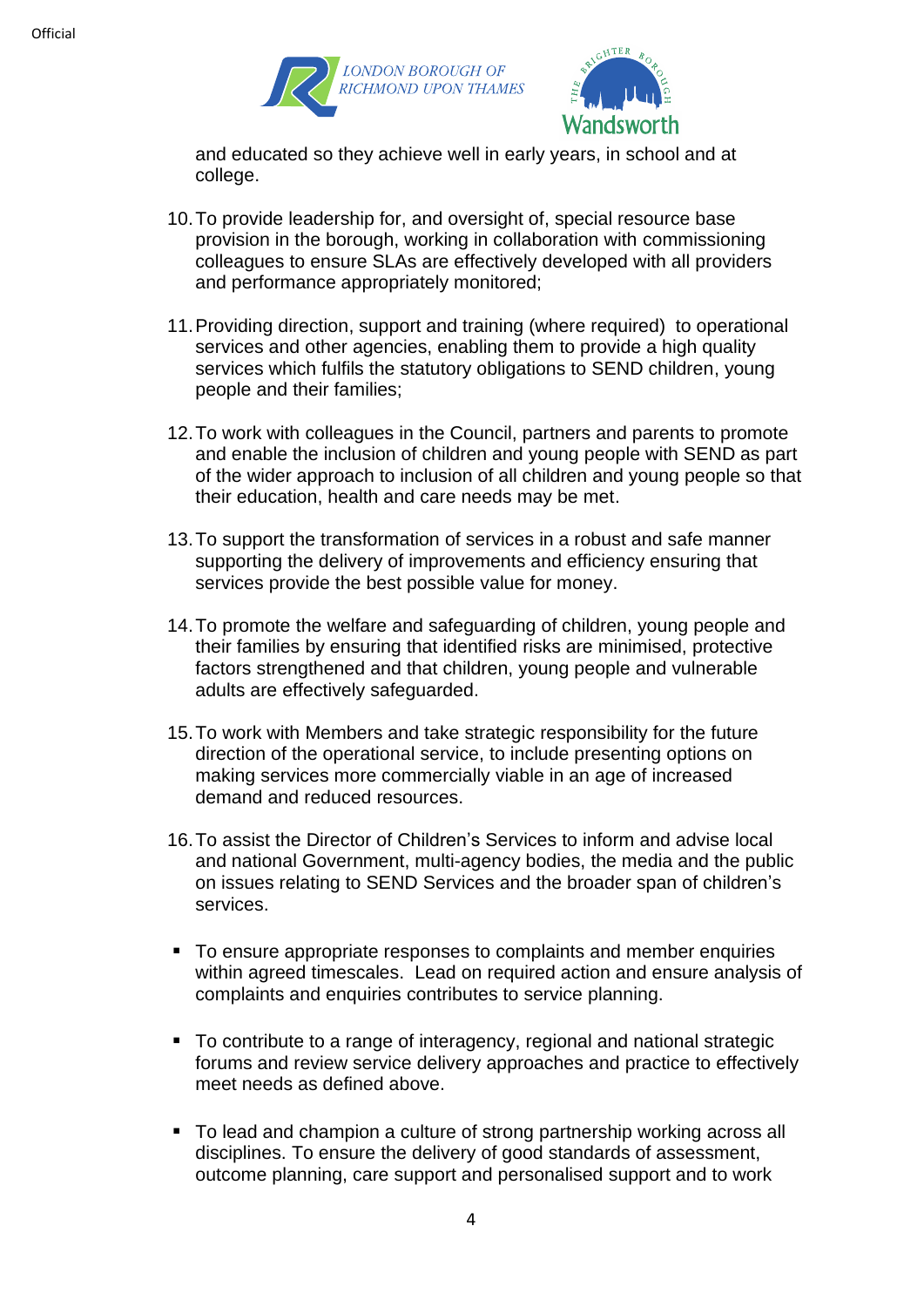and educated so they achieve well in early years, in school and at college.

10. To provide leadership for, and oversight of, special resource base provision in the borough, working in collaboration with commissioning colleagues to ensure SLAs are effectively developed with all providers and performance appropriately monitored;

11. Providing direction, support and training (where required) to operational services and other agencies, enabling them to provide a high quality services which fulfils the statutory obligations to SEND children, young people and their families;

12. To work with colleagues in the Council, partners and parents to promote and enable the inclusion of children and young people with SEND as part of the wider approach to inclusion of all children and young people so that their education, health and care needs may be met.

13. To support the transformation of services in a robust and safe manner supporting the delivery of improvements and efficiency ensuring that services provide the best possible value for money.

14. To promote the welfare and safeguarding of children, young people and their families by ensuring that identified risks are minimised, protective factors strengthened and that children, young people and vulnerable adults are effectively safeguarded.

15. To work with Members and take strategic responsibility for the future direction of the operational service, to include presenting options on making services more commercially viable in an age of increased demand and reduced resources.

16. To assist the Director of Children's Services to inform and advise local and national Government, multi-agency bodies, the media and the public on issues relating to SEND Services and the broader span of children's services.

- To ensure appropriate responses to complaints and member enquiries within agreed timescales. Lead on required action and ensure analysis of complaints and enquiries contributes to service planning.

- To contribute to a range of interagency, regional and national strategic forums and review service delivery approaches and practice to effectively meet needs as defined above.

- To lead and champion a culture of strong partnership working across all disciplines. To ensure the delivery of good standards of assessment, outcome planning, care support and personalised support and to work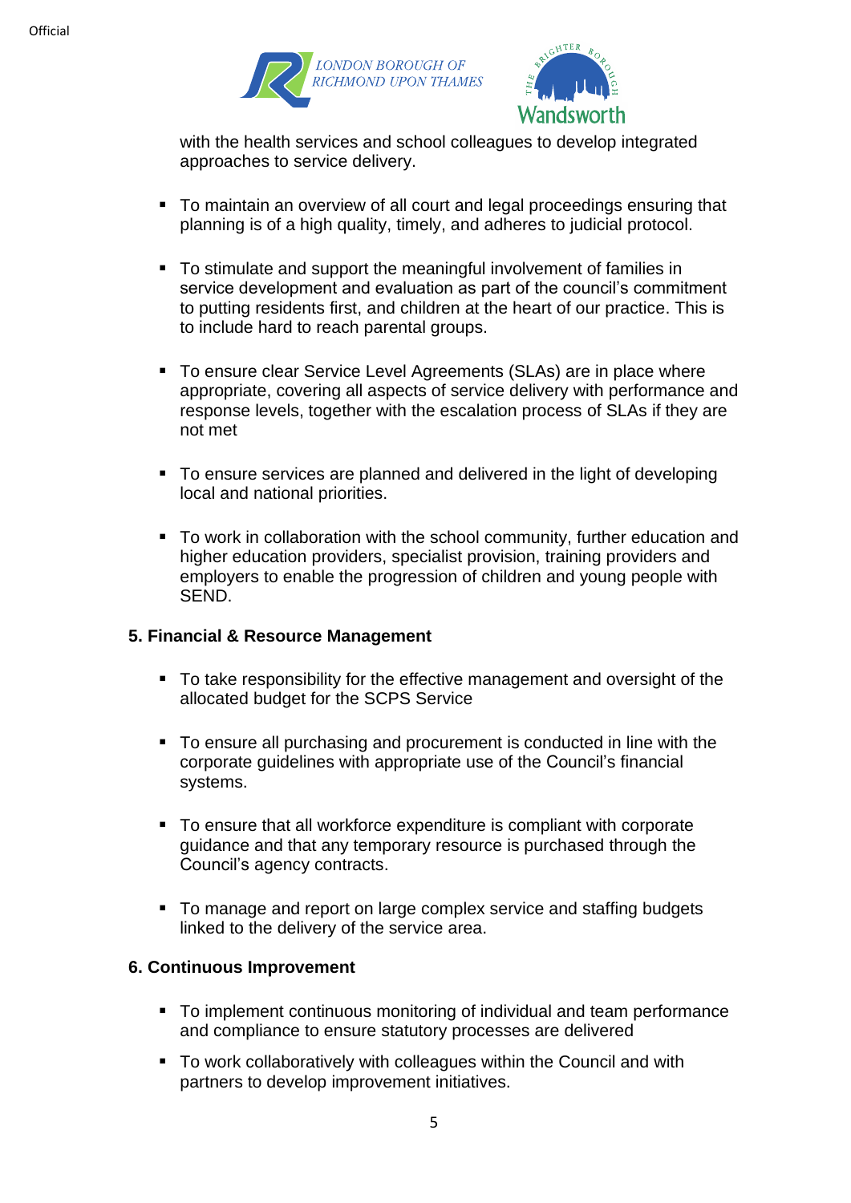with the health services and school colleagues to develop integrated approaches to service delivery.

- To maintain an overview of all court and legal proceedings ensuring that planning is of a high quality, timely, and adheres to judicial protocol.

- To stimulate and support the meaningful involvement of families in service development and evaluation as part of the council's commitment to putting residents first, and children at the heart of our practice. This is to include hard to reach parental groups.

- To ensure clear Service Level Agreements (SLAs) are in place where appropriate, covering all aspects of service delivery with performance and response levels, together with the escalation process of SLAs if they are not met

- To ensure services are planned and delivered in the light of developing local and national priorities.

- To work in collaboration with the school community, further education and higher education providers, specialist provision, training providers and employers to enable the progression of children and young people with SEND.

### 5. Financial & Resource Management

- To take responsibility for the effective management and oversight of the allocated budget for the SCPS Service

- To ensure all purchasing and procurement is conducted in line with the corporate guidelines with appropriate use of the Council's financial systems.

- To ensure that all workforce expenditure is compliant with corporate guidance and that any temporary resource is purchased through the Council's agency contracts.

- To manage and report on large complex service and staffing budgets linked to the delivery of the service area.

### 6. Continuous Improvement

- To implement continuous monitoring of individual and team performance and compliance to ensure statutory processes are delivered

- To work collaboratively with colleagues within the Council and with partners to develop improvement initiatives.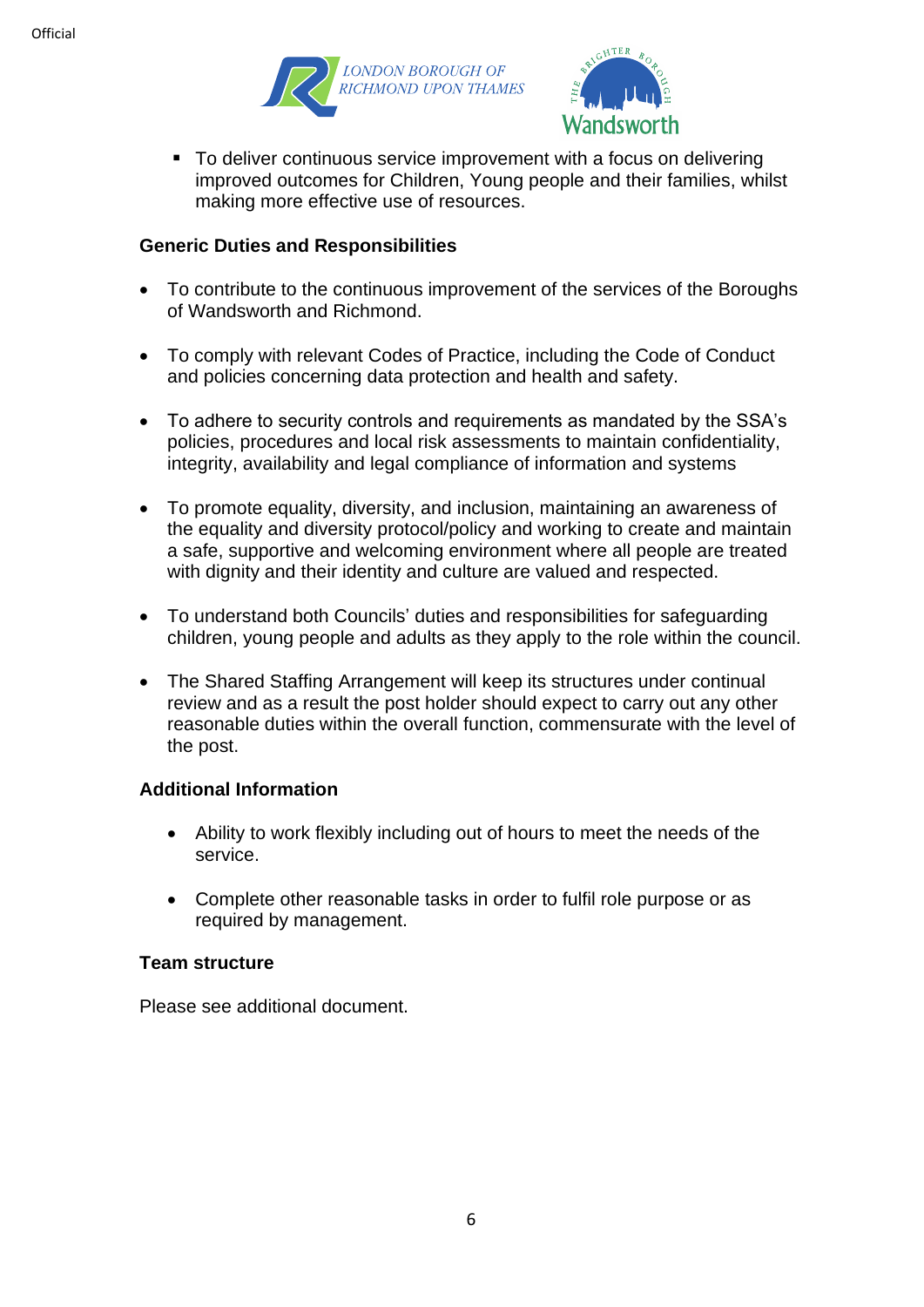- To deliver continuous service improvement with a focus on delivering improved outcomes for Children, Young people and their families, whilst making more effective use of resources.

**Generic Duties and Responsibilities**

- To contribute to the continuous improvement of the services of the Boroughs of Wandsworth and Richmond.

- To comply with relevant Codes of Practice, including the Code of Conduct and policies concerning data protection and health and safety.

- To adhere to security controls and requirements as mandated by the SSA's policies, procedures and local risk assessments to maintain confidentiality, integrity, availability and legal compliance of information and systems

- To promote equality, diversity, and inclusion, maintaining an awareness of the equality and diversity protocol/policy and working to create and maintain a safe, supportive and welcoming environment where all people are treated with dignity and their identity and culture are valued and respected.

- To understand both Councils' duties and responsibilities for safeguarding children, young people and adults as they apply to the role within the council.

- The Shared Staffing Arrangement will keep its structures under continual review and as a result the post holder should expect to carry out any other reasonable duties within the overall function, commensurate with the level of the post.

**Additional Information**

- Ability to work flexibly including out of hours to meet the needs of the service.

- Complete other reasonable tasks in order to fulfil role purpose or as required by management.

**Team structure**

Please see additional document.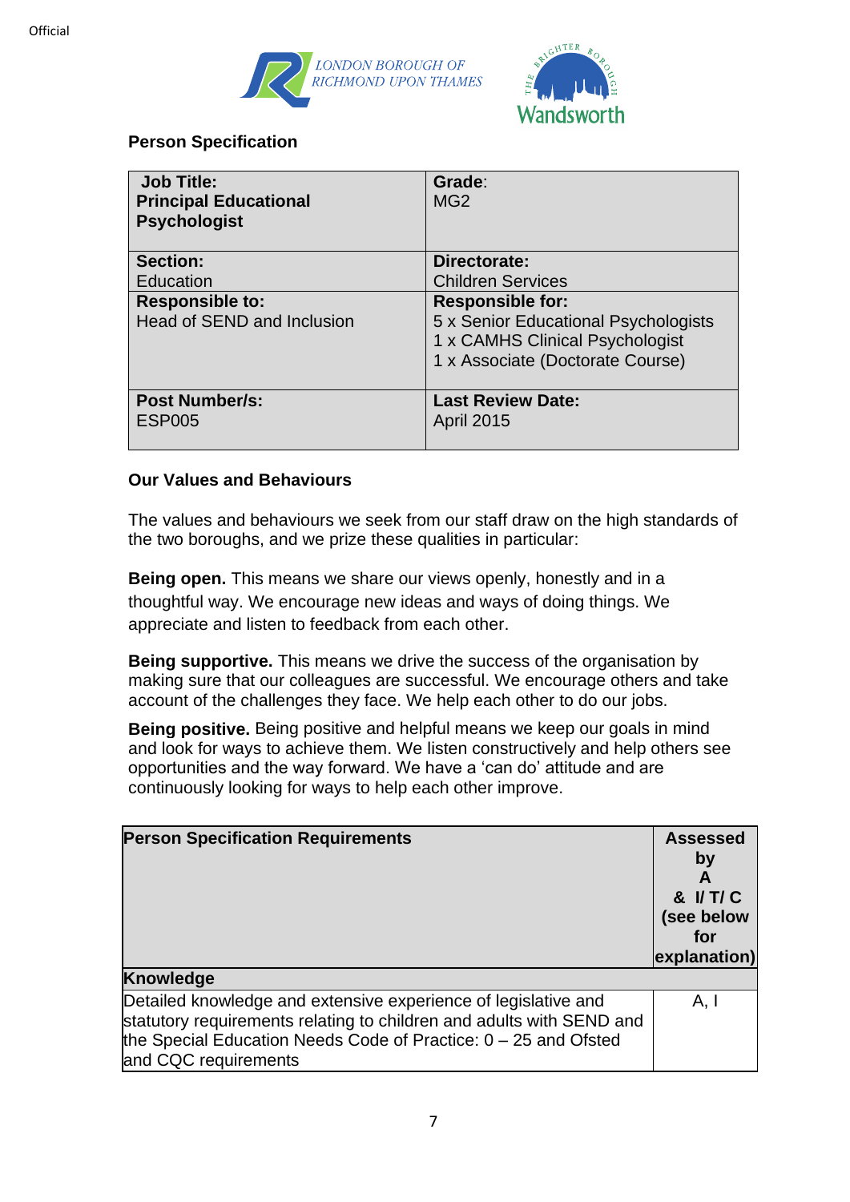## Person Specification

| **Job Title:** **Principal Educational Psychologist** | **Grade**: MG2 |
|---|---|
| **Section:** Education | **Directorate:** Children Services |
| **Responsible to:** Head of SEND and Inclusion | **Responsible for:** 5 x Senior Educational Psychologists 1 x CAMHS Clinical Psychologist 1 x Associate (Doctorate Course) |
| **Post Number/s:** ESP005 | **Last Review Date:** April 2015 |

### Our Values and Behaviours

The values and behaviours we seek from our staff draw on the high standards of the two boroughs, and we prize these qualities in particular:

**Being open.** This means we share our views openly, honestly and in a thoughtful way. We encourage new ideas and ways of doing things. We appreciate and listen to feedback from each other.

**Being supportive.** This means we drive the success of the organisation by making sure that our colleagues are successful. We encourage others and take account of the challenges they face. We help each other to do our jobs.

**Being positive.** Being positive and helpful means we keep our goals in mind and look for ways to achieve them. We listen constructively and help others see opportunities and the way forward. We have a 'can do' attitude and are continuously looking for ways to help each other improve.

| **Person Specification Requirements** | **Assessed by A & I/ T/ C (see below for explanation)** |
|---|---|
| **Knowledge** | |
| Detailed knowledge and extensive experience of legislative and statutory requirements relating to children and adults with SEND and the Special Education Needs Code of Practice: 0 – 25 and Ofsted and CQC requirements | A, I |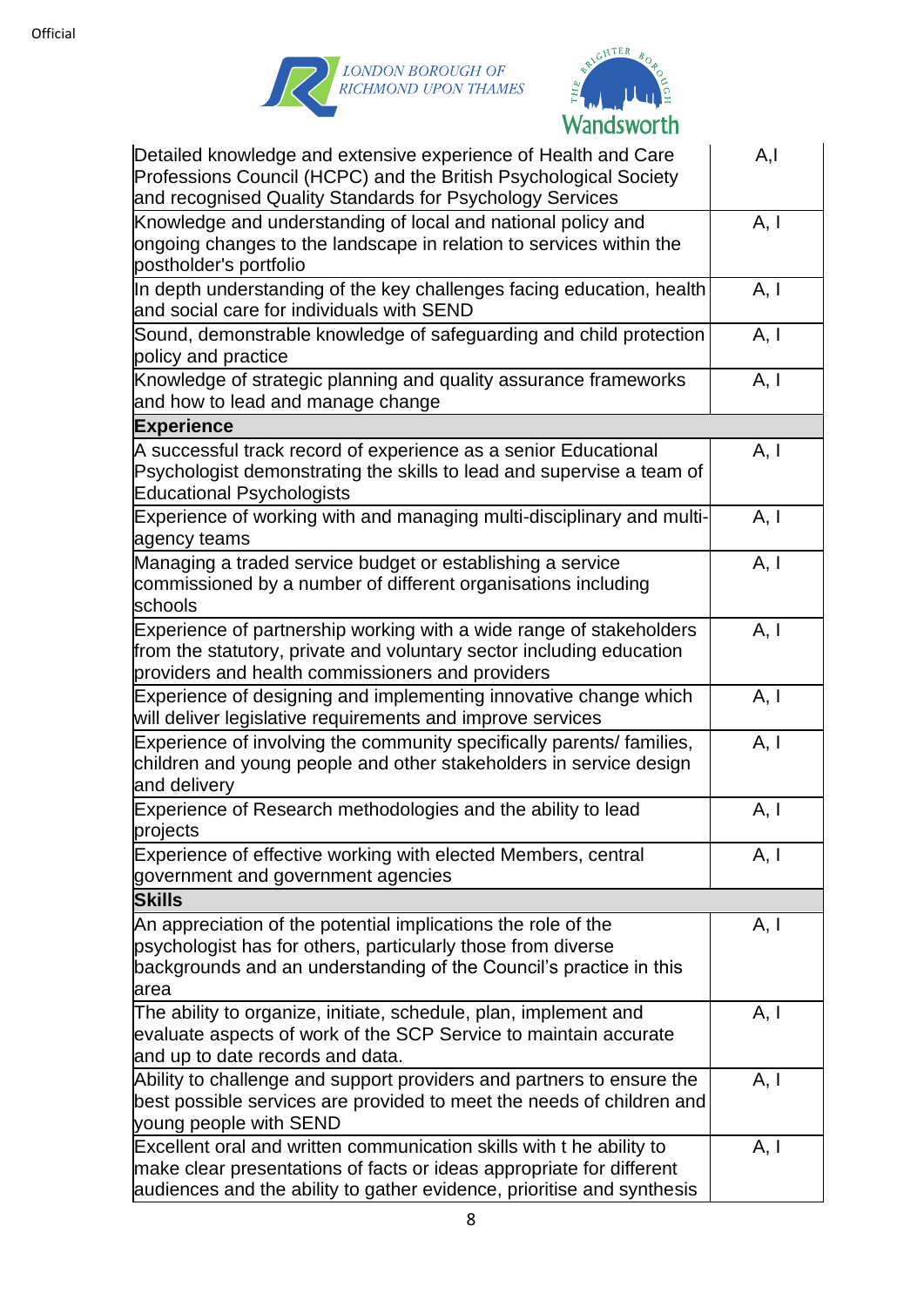| | |
|---|---|
| Detailed knowledge and extensive experience of Health and Care Professions Council (HCPC) and the British Psychological Society and recognised Quality Standards for Psychology Services | A,I |
| Knowledge and understanding of local and national policy and ongoing changes to the landscape in relation to services within the postholder's portfolio | A, I |
| In depth understanding of the key challenges facing education, health and social care for individuals with SEND | A, I |
| Sound, demonstrable knowledge of safeguarding and child protection policy and practice | A, I |
| Knowledge of strategic planning and quality assurance frameworks and how to lead and manage change | A, I |
| **Experience** | |
| A successful track record of experience as a senior Educational Psychologist demonstrating the skills to lead and supervise a team of Educational Psychologists | A, I |
| Experience of working with and managing multi-disciplinary and multi-agency teams | A, I |
| Managing a traded service budget or establishing a service commissioned by a number of different organisations including schools | A, I |
| Experience of partnership working with a wide range of stakeholders from the statutory, private and voluntary sector including education providers and health commissioners and providers | A, I |
| Experience of designing and implementing innovative change which will deliver legislative requirements and improve services | A, I |
| Experience of involving the community specifically parents/ families, children and young people and other stakeholders in service design and delivery | A, I |
| Experience of Research methodologies and the ability to lead projects | A, I |
| Experience of effective working with elected Members, central government and government agencies | A, I |
| **Skills** | |
| An appreciation of the potential implications the role of the psychologist has for others, particularly those from diverse backgrounds and an understanding of the Council's practice in this area | A, I |
| The ability to organize, initiate, schedule, plan, implement and evaluate aspects of work of the SCP Service to maintain accurate and up to date records and data. | A, I |
| Ability to challenge and support providers and partners to ensure the best possible services are provided to meet the needs of children and young people with SEND | A, I |
| Excellent oral and written communication skills with t he ability to make clear presentations of facts or ideas appropriate for different audiences and the ability to gather evidence, prioritise and synthesis | A, I |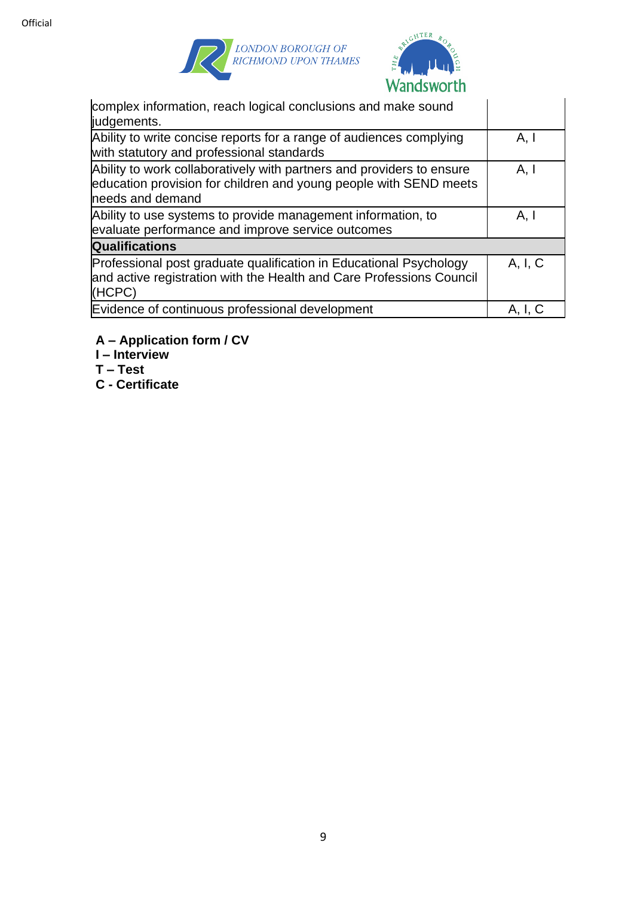| | |
|---|---|
| complex information, reach logical conclusions and make sound judgements. | |
| Ability to write concise reports for a range of audiences complying with statutory and professional standards | A, I |
| Ability to work collaboratively with partners and providers to ensure education provision for children and young people with SEND meets needs and demand | A, I |
| Ability to use systems to provide management information, to evaluate performance and improve service outcomes | A, I |
| **Qualifications** | |
| Professional post graduate qualification in Educational Psychology and active registration with the Health and Care Professions Council (HCPC) | A, I, C |
| Evidence of continuous professional development | A, I, C |

**A – Application form / CV**
**I – Interview**
**T – Test**
**C - Certificate**